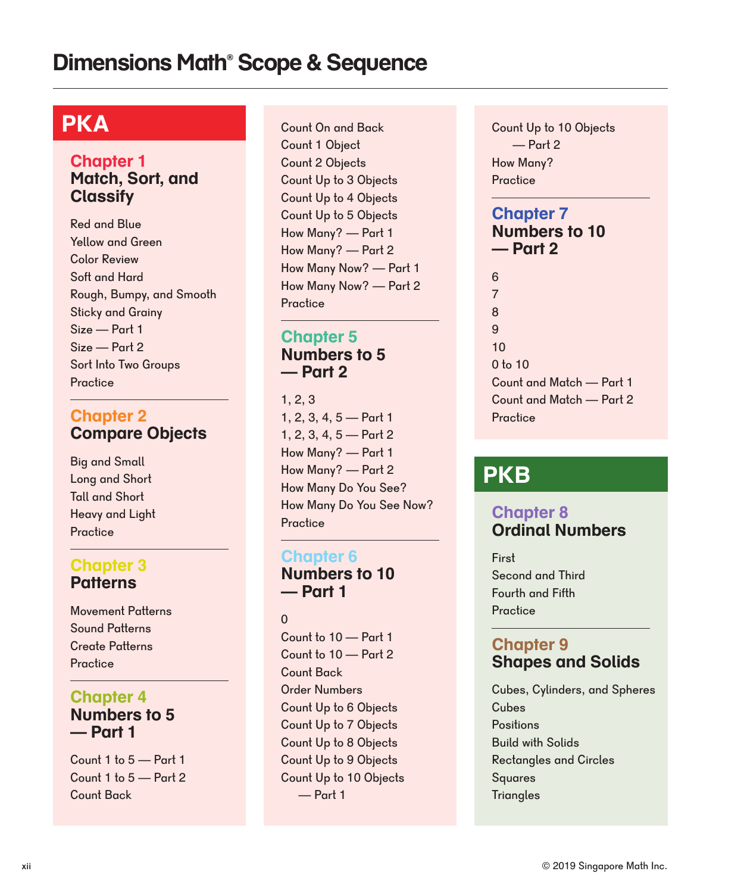# Dimensions Math® Scope & Sequence

## PKA

### Chapter 1
### Match, Sort, and Classify

Red and Blue
Yellow and Green
Color Review
Soft and Hard
Rough, Bumpy, and Smooth
Sticky and Grainy
Size — Part 1
Size — Part 2
Sort Into Two Groups
Practice

### Chapter 2
### Compare Objects

Big and Small
Long and Short
Tall and Short
Heavy and Light
Practice

### Chapter 3
### Patterns

Movement Patterns
Sound Patterns
Create Patterns
Practice

### Chapter 4
### Numbers to 5 — Part 1

Count 1 to 5 — Part 1
Count 1 to 5 — Part 2
Count Back
Count On and Back
Count 1 Object
Count 2 Objects
Count Up to 3 Objects
Count Up to 4 Objects
Count Up to 5 Objects
How Many? — Part 1
How Many? — Part 2
How Many Now? — Part 1
How Many Now? — Part 2
Practice

### Chapter 5
### Numbers to 5 — Part 2

1, 2, 3
1, 2, 3, 4, 5 — Part 1
1, 2, 3, 4, 5 — Part 2
How Many? — Part 1
How Many? — Part 2
How Many Do You See?
How Many Do You See Now?
Practice

### Chapter 6
### Numbers to 10 — Part 1

0
Count to 10 — Part 1
Count to 10 — Part 2
Count Back
Order Numbers
Count Up to 6 Objects
Count Up to 7 Objects
Count Up to 8 Objects
Count Up to 9 Objects
Count Up to 10 Objects — Part 1
Count Up to 10 Objects — Part 2
How Many?
Practice

### Chapter 7
### Numbers to 10 — Part 2

6
7
8
9
10
0 to 10
Count and Match — Part 1
Count and Match — Part 2
Practice

## PKB

### Chapter 8
### Ordinal Numbers

First
Second and Third
Fourth and Fifth
Practice

### Chapter 9
### Shapes and Solids

Cubes, Cylinders, and Spheres
Cubes
Positions
Build with Solids
Rectangles and Circles
Squares
Triangles

© 2019 Singapore Math Inc.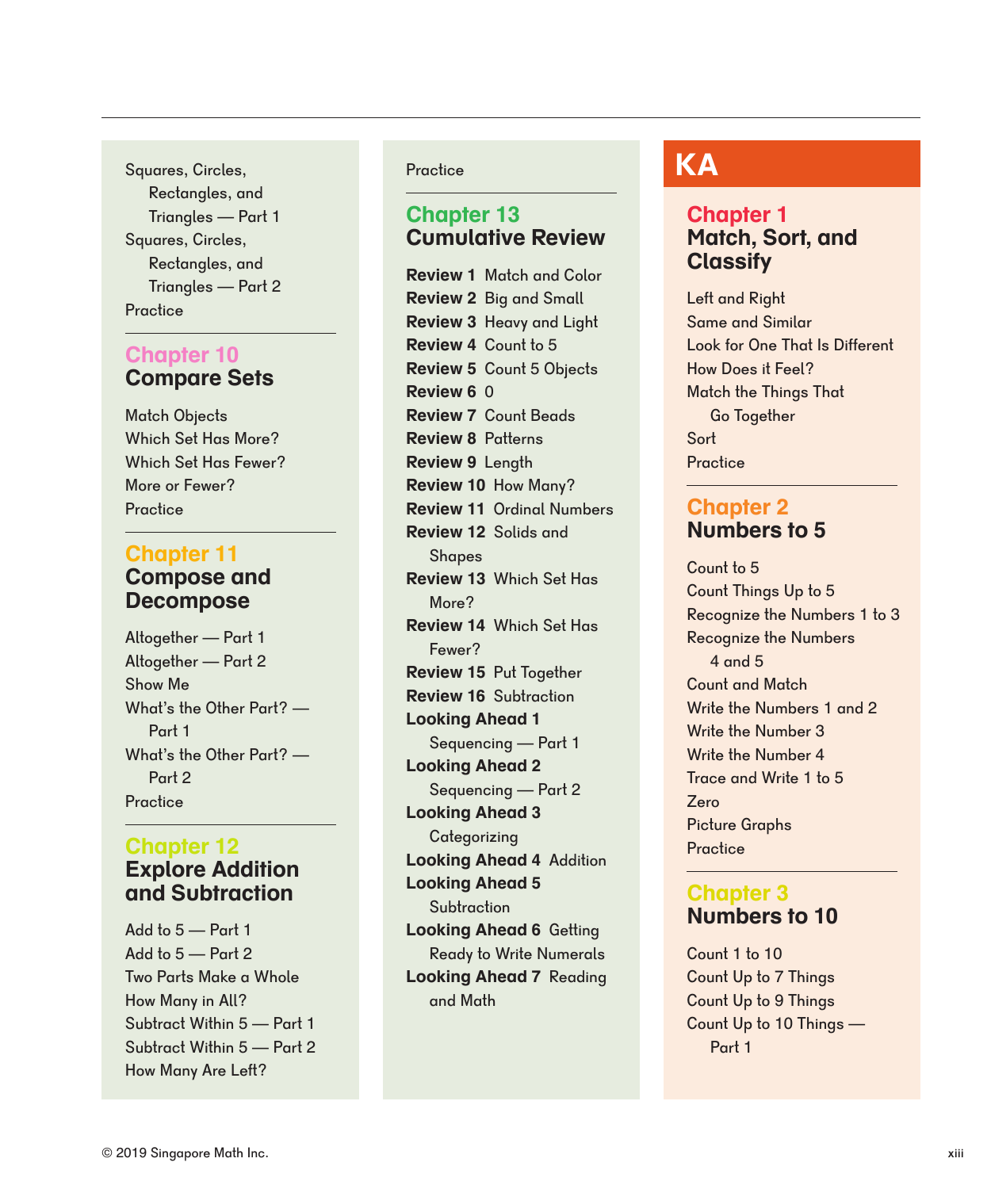Squares, Circles, Rectangles, and Triangles — Part 1
Squares, Circles, Rectangles, and Triangles — Part 2
Practice

## Chapter 10
## Compare Sets

Match Objects
Which Set Has More?
Which Set Has Fewer?
More or Fewer?
Practice

## Chapter 11
## Compose and Decompose

Altogether — Part 1
Altogether — Part 2
Show Me
What's the Other Part? — Part 1
What's the Other Part? — Part 2
Practice

## Chapter 12
## Explore Addition and Subtraction

Add to 5 — Part 1
Add to 5 — Part 2
Two Parts Make a Whole
How Many in All?
Subtract Within 5 — Part 1
Subtract Within 5 — Part 2
How Many Are Left?
Practice

## Chapter 13
## Cumulative Review

**Review 1** Match and Color
**Review 2** Big and Small
**Review 3** Heavy and Light
**Review 4** Count to 5
**Review 5** Count 5 Objects
**Review 6** 0
**Review 7** Count Beads
**Review 8** Patterns
**Review 9** Length
**Review 10** How Many?
**Review 11** Ordinal Numbers
**Review 12** Solids and Shapes
**Review 13** Which Set Has More?
**Review 14** Which Set Has Fewer?
**Review 15** Put Together
**Review 16** Subtraction
**Looking Ahead 1** Sequencing — Part 1
**Looking Ahead 2** Sequencing — Part 2
**Looking Ahead 3** Categorizing
**Looking Ahead 4** Addition
**Looking Ahead 5** Subtraction
**Looking Ahead 6** Getting Ready to Write Numerals
**Looking Ahead 7** Reading and Math

# KA

## Chapter 1
## Match, Sort, and Classify

Left and Right
Same and Similar
Look for One That Is Different
How Does it Feel?
Match the Things That Go Together
Sort
Practice

## Chapter 2
## Numbers to 5

Count to 5
Count Things Up to 5
Recognize the Numbers 1 to 3
Recognize the Numbers 4 and 5
Count and Match
Write the Numbers 1 and 2
Write the Number 3
Write the Number 4
Trace and Write 1 to 5
Zero
Picture Graphs
Practice

## Chapter 3
## Numbers to 10

Count 1 to 10
Count Up to 7 Things
Count Up to 9 Things
Count Up to 10 Things — Part 1

© 2019 Singapore Math Inc.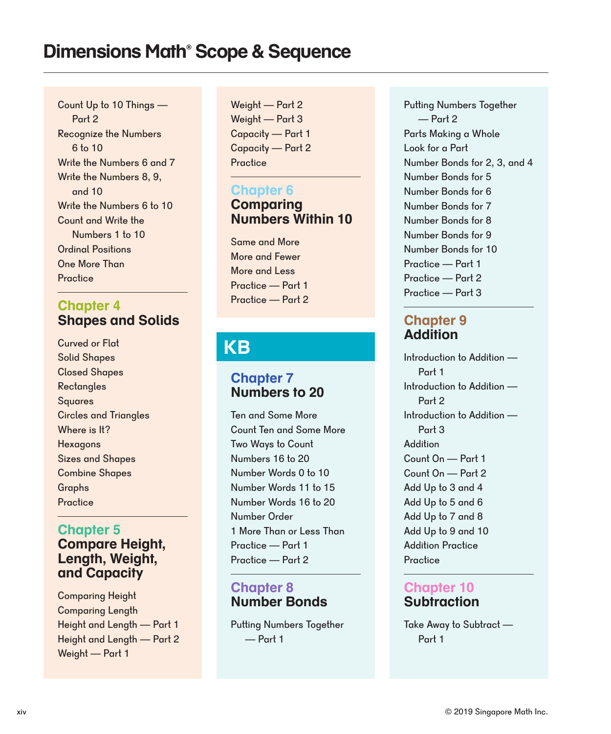# Dimensions Math® Scope & Sequence

Count Up to 10 Things — Part 2
Recognize the Numbers 6 to 10
Write the Numbers 6 and 7
Write the Numbers 8, 9, and 10
Write the Numbers 6 to 10
Count and Write the Numbers 1 to 10
Ordinal Positions
One More Than
Practice

## Chapter 4
## Shapes and Solids

Curved or Flat
Solid Shapes
Closed Shapes
Rectangles
Squares
Circles and Triangles
Where is It?
Hexagons
Sizes and Shapes
Combine Shapes
Graphs
Practice

## Chapter 5
## Compare Height, Length, Weight, and Capacity

Comparing Height
Comparing Length
Height and Length — Part 1
Height and Length — Part 2
Weight — Part 1
Weight — Part 2
Weight — Part 3
Capacity — Part 1
Capacity — Part 2
Practice

## Chapter 6
## Comparing Numbers Within 10

Same and More
More and Fewer
More and Less
Practice — Part 1
Practice — Part 2

# KB

## Chapter 7
## Numbers to 20

Ten and Some More
Count Ten and Some More
Two Ways to Count
Numbers 16 to 20
Number Words 0 to 10
Number Words 11 to 15
Number Words 16 to 20
Number Order
1 More Than or Less Than
Practice — Part 1
Practice — Part 2

## Chapter 8
## Number Bonds

Putting Numbers Together — Part 1
Putting Numbers Together — Part 2
Parts Making a Whole
Look for a Part
Number Bonds for 2, 3, and 4
Number Bonds for 5
Number Bonds for 6
Number Bonds for 7
Number Bonds for 8
Number Bonds for 9
Number Bonds for 10
Practice — Part 1
Practice — Part 2
Practice — Part 3

## Chapter 9
## Addition

Introduction to Addition — Part 1
Introduction to Addition — Part 2
Introduction to Addition — Part 3
Addition
Count On — Part 1
Count On — Part 2
Add Up to 3 and 4
Add Up to 5 and 6
Add Up to 7 and 8
Add Up to 9 and 10
Addition Practice
Practice

## Chapter 10
## Subtraction

Take Away to Subtract — Part 1

© 2019 Singapore Math Inc.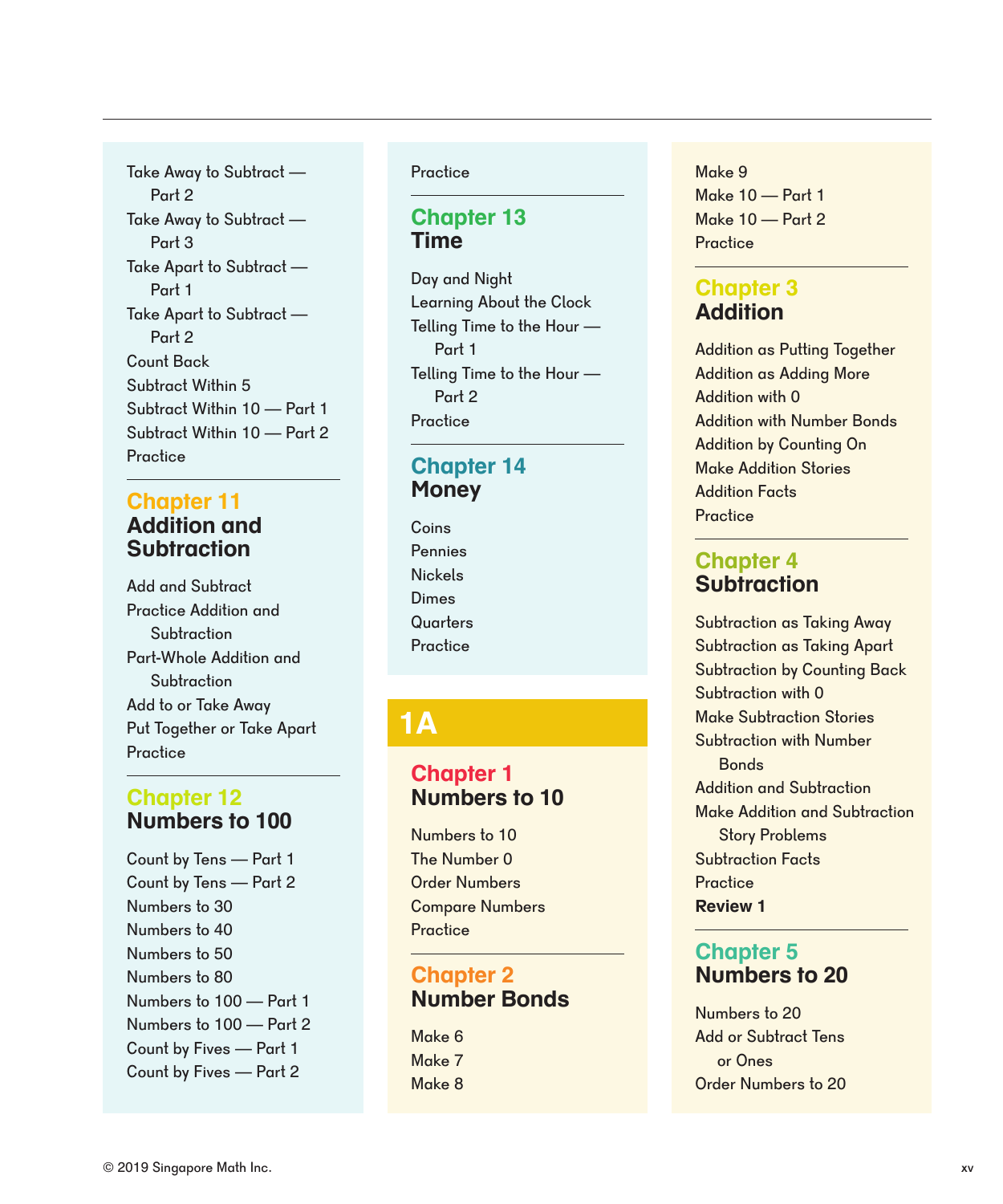Take Away to Subtract — Part 2
Take Away to Subtract — Part 3
Take Apart to Subtract — Part 1
Take Apart to Subtract — Part 2
Count Back
Subtract Within 5
Subtract Within 10 — Part 1
Subtract Within 10 — Part 2
Practice

## Chapter 11
## Addition and Subtraction

Add and Subtract
Practice Addition and Subtraction
Part-Whole Addition and Subtraction
Add to or Take Away
Put Together or Take Apart
Practice

## Chapter 12
## Numbers to 100

Count by Tens — Part 1
Count by Tens — Part 2
Numbers to 30
Numbers to 40
Numbers to 50
Numbers to 80
Numbers to 100 — Part 1
Numbers to 100 — Part 2
Count by Fives — Part 1
Count by Fives — Part 2
Practice

## Chapter 13
## Time

Day and Night
Learning About the Clock
Telling Time to the Hour — Part 1
Telling Time to the Hour — Part 2
Practice

## Chapter 14
## Money

Coins
Pennies
Nickels
Dimes
Quarters
Practice

# 1A

## Chapter 1
## Numbers to 10

Numbers to 10
The Number 0
Order Numbers
Compare Numbers
Practice

## Chapter 2
## Number Bonds

Make 6
Make 7
Make 8
Make 9
Make 10 — Part 1
Make 10 — Part 2
Practice

## Chapter 3
## Addition

Addition as Putting Together
Addition as Adding More
Addition with 0
Addition with Number Bonds
Addition by Counting On
Make Addition Stories
Addition Facts
Practice

## Chapter 4
## Subtraction

Subtraction as Taking Away
Subtraction as Taking Apart
Subtraction by Counting Back
Subtraction with 0
Make Subtraction Stories
Subtraction with Number Bonds
Addition and Subtraction
Make Addition and Subtraction Story Problems
Subtraction Facts
Practice
**Review 1**

## Chapter 5
## Numbers to 20

Numbers to 20
Add or Subtract Tens or Ones
Order Numbers to 20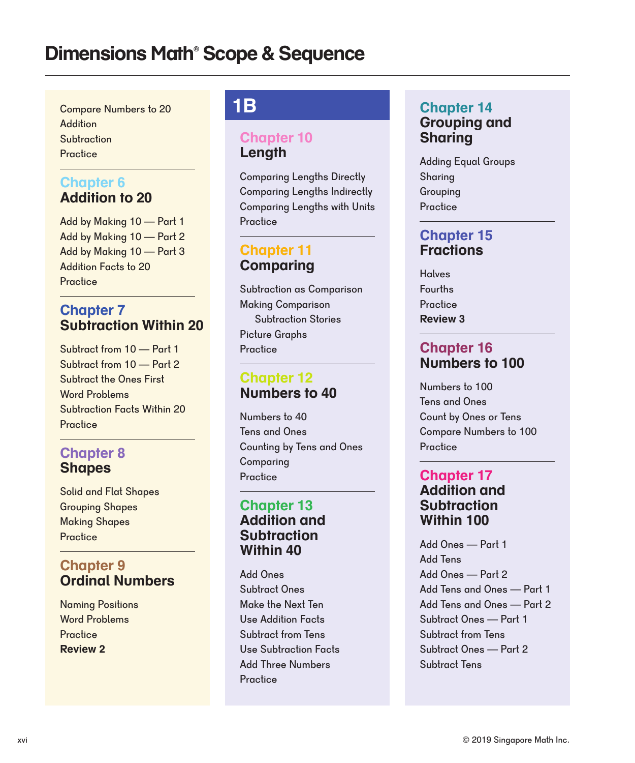# Dimensions Math® Scope & Sequence

Compare Numbers to 20
Addition
Subtraction
Practice

### Chapter 6
### Addition to 20

Add by Making 10 — Part 1
Add by Making 10 — Part 2
Add by Making 10 — Part 3
Addition Facts to 20
Practice

### Chapter 7
### Subtraction Within 20

Subtract from 10 — Part 1
Subtract from 10 — Part 2
Subtract the Ones First
Word Problems
Subtraction Facts Within 20
Practice

### Chapter 8
### Shapes

Solid and Flat Shapes
Grouping Shapes
Making Shapes
Practice

### Chapter 9
### Ordinal Numbers

Naming Positions
Word Problems
Practice
**Review 2**

## 1B

### Chapter 10
### Length

Comparing Lengths Directly
Comparing Lengths Indirectly
Comparing Lengths with Units
Practice

### Chapter 11
### Comparing

Subtraction as Comparison
Making Comparison
Subtraction Stories
Picture Graphs
Practice

### Chapter 12
### Numbers to 40

Numbers to 40
Tens and Ones
Counting by Tens and Ones
Comparing
Practice

### Chapter 13
### Addition and Subtraction Within 40

Add Ones
Subtract Ones
Make the Next Ten
Use Addition Facts
Subtract from Tens
Use Subtraction Facts
Add Three Numbers
Practice

### Chapter 14
### Grouping and Sharing

Adding Equal Groups
Sharing
Grouping
Practice

### Chapter 15
### Fractions

Halves
Fourths
Practice
**Review 3**

### Chapter 16
### Numbers to 100

Numbers to 100
Tens and Ones
Count by Ones or Tens
Compare Numbers to 100
Practice

### Chapter 17
### Addition and Subtraction Within 100

Add Ones — Part 1
Add Tens
Add Ones — Part 2
Add Tens and Ones — Part 1
Add Tens and Ones — Part 2
Subtract Ones — Part 1
Subtract from Tens
Subtract Ones — Part 2
Subtract Tens

© 2019 Singapore Math Inc.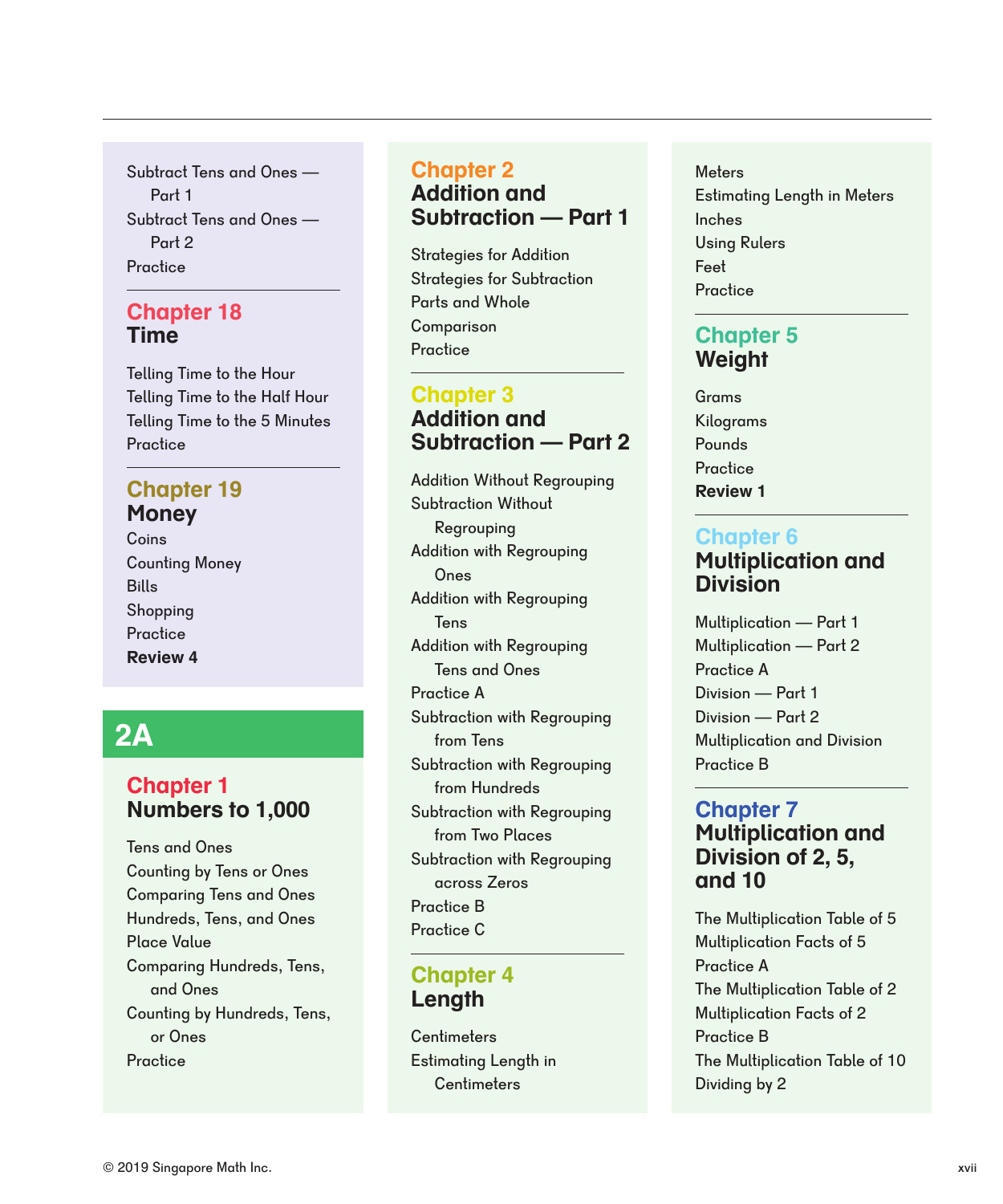Subtract Tens and Ones — Part 1
Subtract Tens and Ones — Part 2
Practice

## Chapter 18
## Time

Telling Time to the Hour
Telling Time to the Half Hour
Telling Time to the 5 Minutes
Practice

## Chapter 19
## Money

Coins
Counting Money
Bills
Shopping
Practice
**Review 4**

# 2A

## Chapter 1
## Numbers to 1,000

Tens and Ones
Counting by Tens or Ones
Comparing Tens and Ones
Hundreds, Tens, and Ones
Place Value
Comparing Hundreds, Tens, and Ones
Counting by Hundreds, Tens, or Ones
Practice

## Chapter 2
## Addition and Subtraction — Part 1

Strategies for Addition
Strategies for Subtraction
Parts and Whole
Comparison
Practice

## Chapter 3
## Addition and Subtraction — Part 2

Addition Without Regrouping
Subtraction Without Regrouping
Addition with Regrouping Ones
Addition with Regrouping Tens
Addition with Regrouping Tens and Ones
Practice A
Subtraction with Regrouping from Tens
Subtraction with Regrouping from Hundreds
Subtraction with Regrouping from Two Places
Subtraction with Regrouping across Zeros
Practice B
Practice C

## Chapter 4
## Length

Centimeters
Estimating Length in Centimeters
Meters
Estimating Length in Meters
Inches
Using Rulers
Feet
Practice

## Chapter 5
## Weight

Grams
Kilograms
Pounds
Practice
**Review 1**

## Chapter 6
## Multiplication and Division

Multiplication — Part 1
Multiplication — Part 2
Practice A
Division — Part 1
Division — Part 2
Multiplication and Division
Practice B

## Chapter 7
## Multiplication and Division of 2, 5, and 10

The Multiplication Table of 5
Multiplication Facts of 5
Practice A
The Multiplication Table of 2
Multiplication Facts of 2
Practice B
The Multiplication Table of 10
Dividing by 2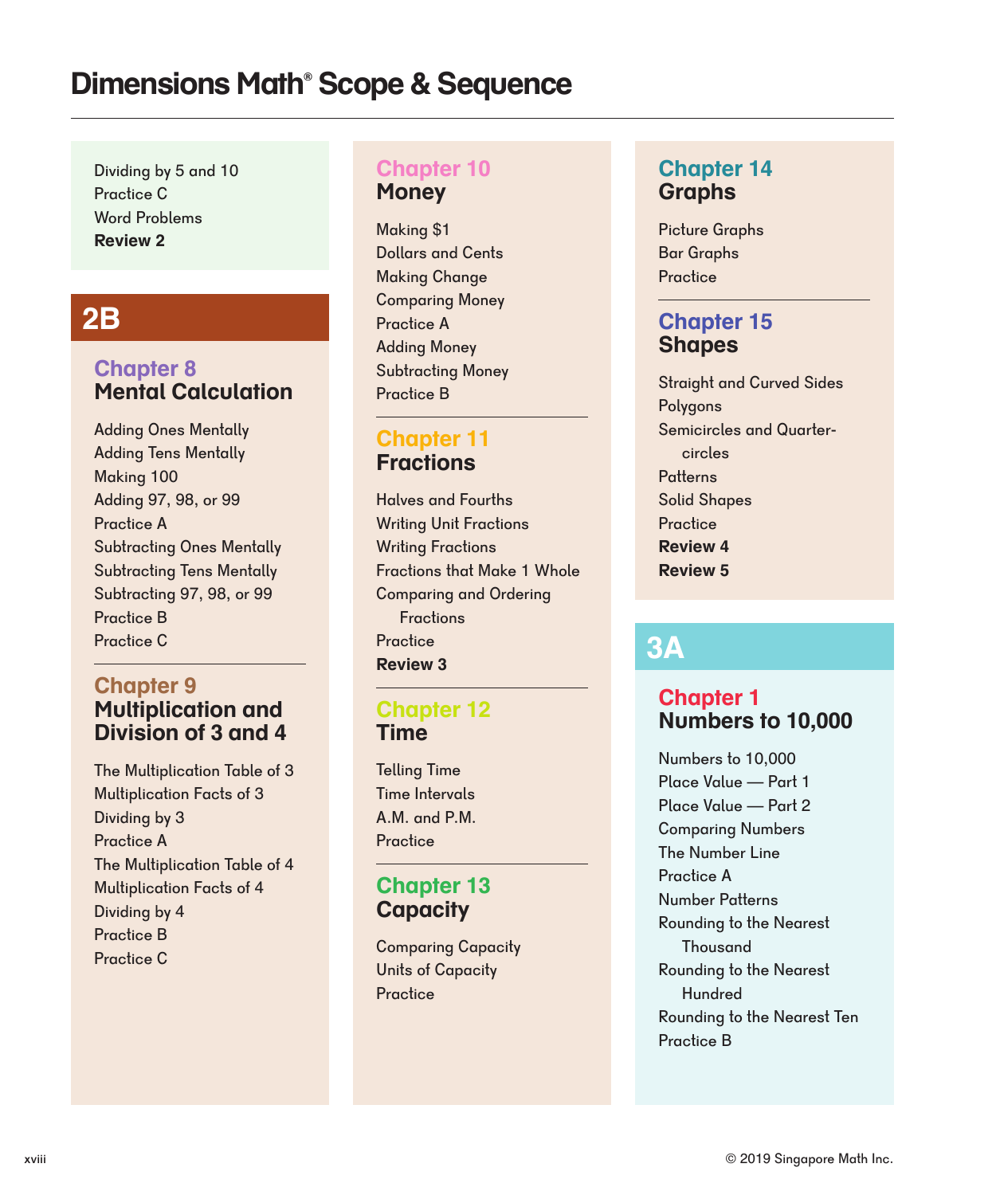# Dimensions Math® Scope & Sequence

Dividing by 5 and 10
Practice C
Word Problems
**Review 2**

## 2B

### Chapter 8
### Mental Calculation

Adding Ones Mentally
Adding Tens Mentally
Making 100
Adding 97, 98, or 99
Practice A
Subtracting Ones Mentally
Subtracting Tens Mentally
Subtracting 97, 98, or 99
Practice B
Practice C

### Chapter 9
### Multiplication and Division of 3 and 4

The Multiplication Table of 3
Multiplication Facts of 3
Dividing by 3
Practice A
The Multiplication Table of 4
Multiplication Facts of 4
Dividing by 4
Practice B
Practice C

### Chapter 10
### Money

Making $1
Dollars and Cents
Making Change
Comparing Money
Practice A
Adding Money
Subtracting Money
Practice B

### Chapter 11
### Fractions

Halves and Fourths
Writing Unit Fractions
Writing Fractions
Fractions that Make 1 Whole
Comparing and Ordering Fractions
Practice
**Review 3**

### Chapter 12
### Time

Telling Time
Time Intervals
A.M. and P.M.
Practice

### Chapter 13
### Capacity

Comparing Capacity
Units of Capacity
Practice

### Chapter 14
### Graphs

Picture Graphs
Bar Graphs
Practice

### Chapter 15
### Shapes

Straight and Curved Sides
Polygons
Semicircles and Quarter-circles
Patterns
Solid Shapes
Practice
**Review 4**
**Review 5**

## 3A

### Chapter 1
### Numbers to 10,000

Numbers to 10,000
Place Value — Part 1
Place Value — Part 2
Comparing Numbers
The Number Line
Practice A
Number Patterns
Rounding to the Nearest Thousand
Rounding to the Nearest Hundred
Rounding to the Nearest Ten
Practice B

© 2019 Singapore Math Inc.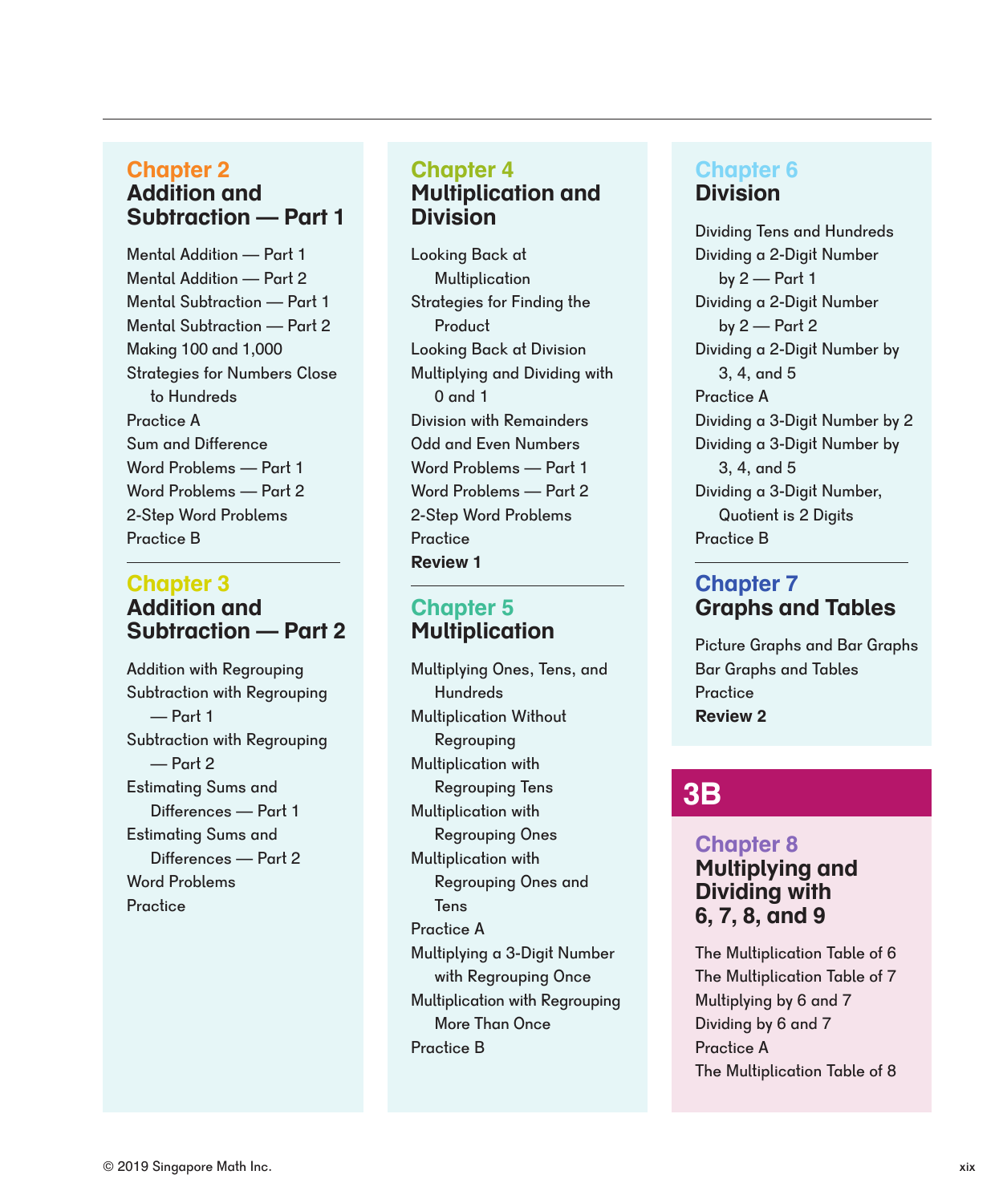## Chapter 2
## Addition and Subtraction — Part 1

- Mental Addition — Part 1
- Mental Addition — Part 2
- Mental Subtraction — Part 1
- Mental Subtraction — Part 2
- Making 100 and 1,000
- Strategies for Numbers Close to Hundreds
- Practice A
- Sum and Difference
- Word Problems — Part 1
- Word Problems — Part 2
- 2-Step Word Problems
- Practice B

## Chapter 3
## Addition and Subtraction — Part 2

- Addition with Regrouping
- Subtraction with Regrouping — Part 1
- Subtraction with Regrouping — Part 2
- Estimating Sums and Differences — Part 1
- Estimating Sums and Differences — Part 2
- Word Problems
- Practice

## Chapter 4
## Multiplication and Division

- Looking Back at Multiplication
- Strategies for Finding the Product
- Looking Back at Division
- Multiplying and Dividing with 0 and 1
- Division with Remainders
- Odd and Even Numbers
- Word Problems — Part 1
- Word Problems — Part 2
- 2-Step Word Problems
- Practice
- **Review 1**

## Chapter 5
## Multiplication

- Multiplying Ones, Tens, and Hundreds
- Multiplication Without Regrouping
- Multiplication with Regrouping Tens
- Multiplication with Regrouping Ones
- Multiplication with Regrouping Ones and Tens
- Practice A
- Multiplying a 3-Digit Number with Regrouping Once
- Multiplication with Regrouping More Than Once
- Practice B

## Chapter 6
## Division

- Dividing Tens and Hundreds
- Dividing a 2-Digit Number by 2 — Part 1
- Dividing a 2-Digit Number by 2 — Part 2
- Dividing a 2-Digit Number by 3, 4, and 5
- Practice A
- Dividing a 3-Digit Number by 2
- Dividing a 3-Digit Number by 3, 4, and 5
- Dividing a 3-Digit Number, Quotient is 2 Digits
- Practice B

## Chapter 7
## Graphs and Tables

- Picture Graphs and Bar Graphs
- Bar Graphs and Tables
- Practice
- **Review 2**

# 3B

## Chapter 8
## Multiplying and Dividing with 6, 7, 8, and 9

- The Multiplication Table of 6
- The Multiplication Table of 7
- Multiplying by 6 and 7
- Dividing by 6 and 7
- Practice A
- The Multiplication Table of 8

© 2019 Singapore Math Inc.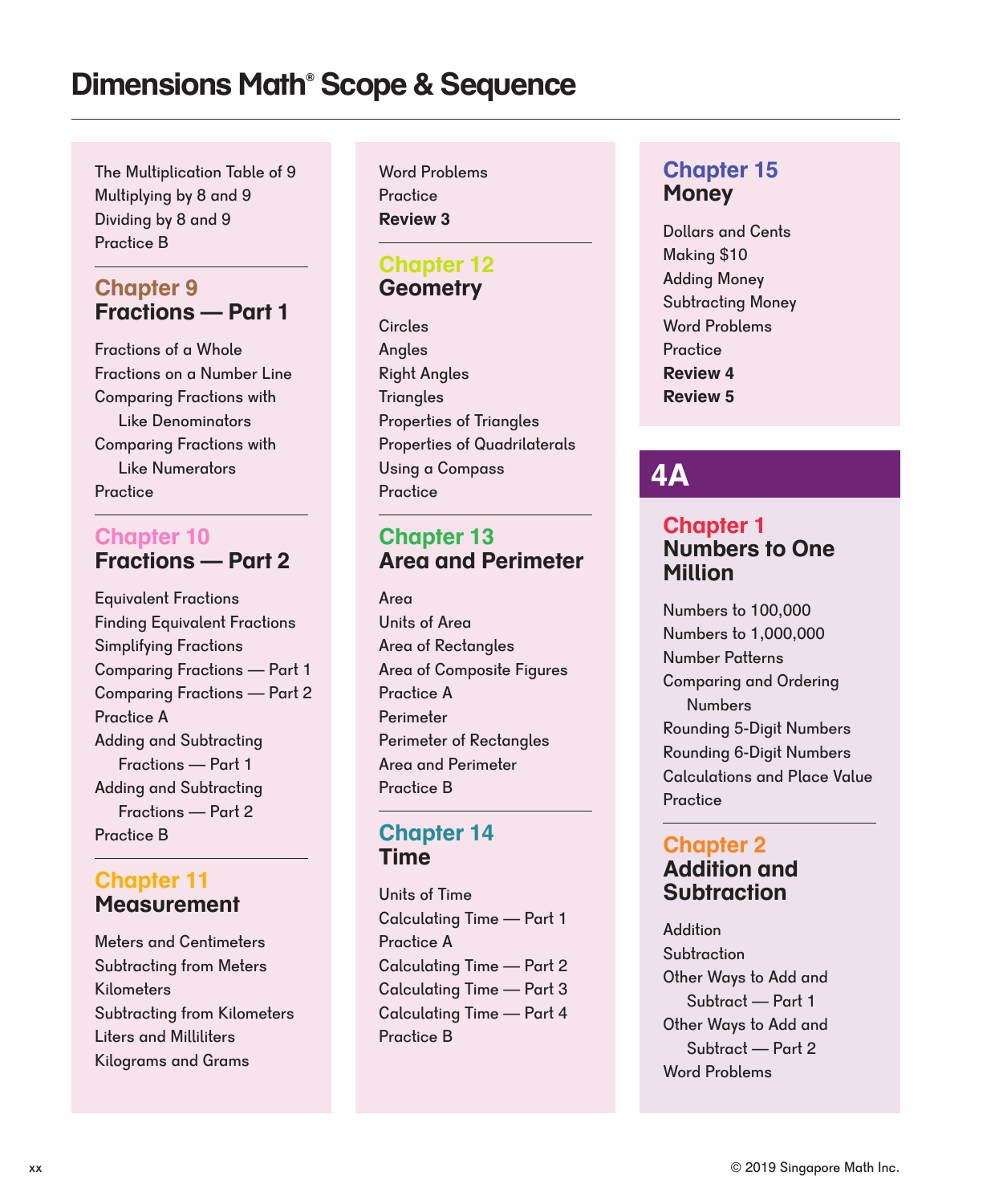# Dimensions Math® Scope & Sequence

The Multiplication Table of 9
Multiplying by 8 and 9
Dividing by 8 and 9
Practice B

## Chapter 9
## Fractions — Part 1

Fractions of a Whole
Fractions on a Number Line
Comparing Fractions with Like Denominators
Comparing Fractions with Like Numerators
Practice

## Chapter 10
## Fractions — Part 2

Equivalent Fractions
Finding Equivalent Fractions
Simplifying Fractions
Comparing Fractions — Part 1
Comparing Fractions — Part 2
Practice A
Adding and Subtracting Fractions — Part 1
Adding and Subtracting Fractions — Part 2
Practice B

## Chapter 11
## Measurement

Meters and Centimeters
Subtracting from Meters
Kilometers
Subtracting from Kilometers
Liters and Milliliters
Kilograms and Grams
Word Problems
Practice
**Review 3**

## Chapter 12
## Geometry

Circles
Angles
Right Angles
Triangles
Properties of Triangles
Properties of Quadrilaterals
Using a Compass
Practice

## Chapter 13
## Area and Perimeter

Area
Units of Area
Area of Rectangles
Area of Composite Figures
Practice A
Perimeter
Perimeter of Rectangles
Area and Perimeter
Practice B

## Chapter 14
## Time

Units of Time
Calculating Time — Part 1
Practice A
Calculating Time — Part 2
Calculating Time — Part 3
Calculating Time — Part 4
Practice B

## Chapter 15
## Money

Dollars and Cents
Making $10
Adding Money
Subtracting Money
Word Problems
Practice
**Review 4**
**Review 5**

# 4A

## Chapter 1
## Numbers to One Million

Numbers to 100,000
Numbers to 1,000,000
Number Patterns
Comparing and Ordering Numbers
Rounding 5-Digit Numbers
Rounding 6-Digit Numbers
Calculations and Place Value
Practice

## Chapter 2
## Addition and Subtraction

Addition
Subtraction
Other Ways to Add and Subtract — Part 1
Other Ways to Add and Subtract — Part 2
Word Problems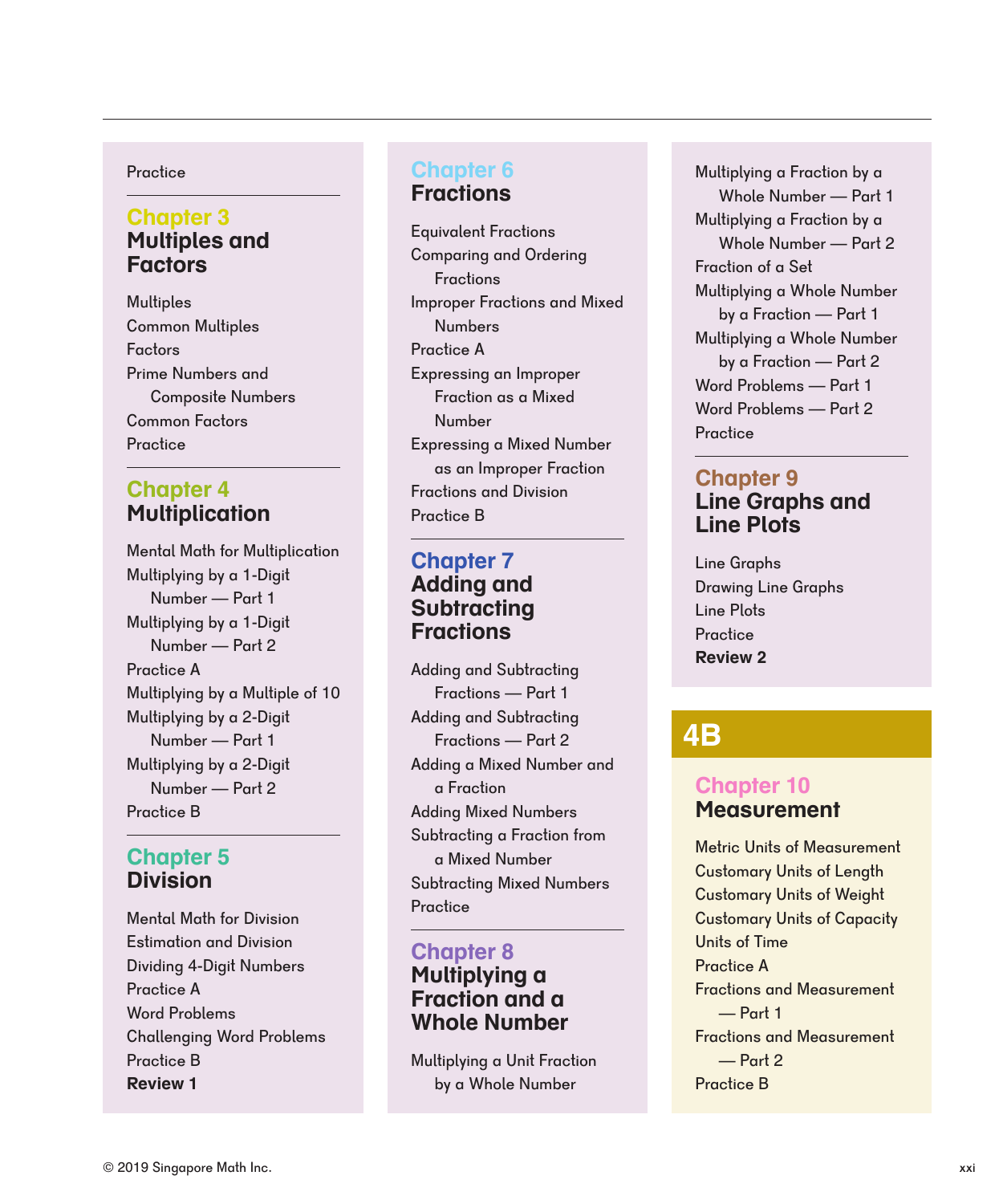Practice

## Chapter 3
## Multiples and Factors

Multiples
Common Multiples
Factors
Prime Numbers and Composite Numbers
Common Factors
Practice

## Chapter 4
## Multiplication

Mental Math for Multiplication
Multiplying by a 1-Digit Number — Part 1
Multiplying by a 1-Digit Number — Part 2
Practice A
Multiplying by a Multiple of 10
Multiplying by a 2-Digit Number — Part 1
Multiplying by a 2-Digit Number — Part 2
Practice B

## Chapter 5
## Division

Mental Math for Division
Estimation and Division
Dividing 4-Digit Numbers
Practice A
Word Problems
Challenging Word Problems
Practice B
**Review 1**

## Chapter 6
## Fractions

Equivalent Fractions
Comparing and Ordering Fractions
Improper Fractions and Mixed Numbers
Practice A
Expressing an Improper Fraction as a Mixed Number
Expressing a Mixed Number as an Improper Fraction
Fractions and Division
Practice B

## Chapter 7
## Adding and Subtracting Fractions

Adding and Subtracting Fractions — Part 1
Adding and Subtracting Fractions — Part 2
Adding a Mixed Number and a Fraction
Adding Mixed Numbers
Subtracting a Fraction from a Mixed Number
Subtracting Mixed Numbers
Practice

## Chapter 8
## Multiplying a Fraction and a Whole Number

Multiplying a Unit Fraction by a Whole Number
Multiplying a Fraction by a Whole Number — Part 1
Multiplying a Fraction by a Whole Number — Part 2
Fraction of a Set
Multiplying a Whole Number by a Fraction — Part 1
Multiplying a Whole Number by a Fraction — Part 2
Word Problems — Part 1
Word Problems — Part 2
Practice

## Chapter 9
## Line Graphs and Line Plots

Line Graphs
Drawing Line Graphs
Line Plots
Practice
**Review 2**

# 4B

## Chapter 10
## Measurement

Metric Units of Measurement
Customary Units of Length
Customary Units of Weight
Customary Units of Capacity
Units of Time
Practice A
Fractions and Measurement — Part 1
Fractions and Measurement — Part 2
Practice B

© 2019 Singapore Math Inc.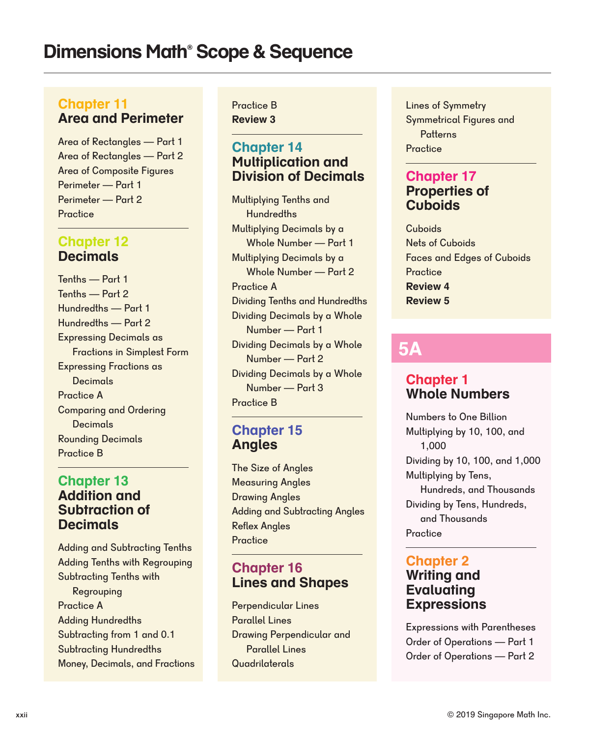# Dimensions Math® Scope & Sequence

## Chapter 11
### Area and Perimeter

Area of Rectangles — Part 1
Area of Rectangles — Part 2
Area of Composite Figures
Perimeter — Part 1
Perimeter — Part 2
Practice

## Chapter 12
### Decimals

Tenths — Part 1
Tenths — Part 2
Hundredths — Part 1
Hundredths — Part 2
Expressing Decimals as Fractions in Simplest Form
Expressing Fractions as Decimals
Practice A
Comparing and Ordering Decimals
Rounding Decimals
Practice B

## Chapter 13
### Addition and Subtraction of Decimals

Adding and Subtracting Tenths
Adding Tenths with Regrouping
Subtracting Tenths with Regrouping
Practice A
Adding Hundredths
Subtracting from 1 and 0.1
Subtracting Hundredths
Money, Decimals, and Fractions
Practice B
**Review 3**

## Chapter 14
### Multiplication and Division of Decimals

Multiplying Tenths and Hundredths
Multiplying Decimals by a Whole Number — Part 1
Multiplying Decimals by a Whole Number — Part 2
Practice A
Dividing Tenths and Hundredths
Dividing Decimals by a Whole Number — Part 1
Dividing Decimals by a Whole Number — Part 2
Dividing Decimals by a Whole Number — Part 3
Practice B

## Chapter 15
### Angles

The Size of Angles
Measuring Angles
Drawing Angles
Adding and Subtracting Angles
Reflex Angles
Practice

## Chapter 16
### Lines and Shapes

Perpendicular Lines
Parallel Lines
Drawing Perpendicular and Parallel Lines
Quadrilaterals
Lines of Symmetry
Symmetrical Figures and Patterns
Practice

## Chapter 17
### Properties of Cuboids

Cuboids
Nets of Cuboids
Faces and Edges of Cuboids
Practice
**Review 4**
**Review 5**

# 5A

## Chapter 1
### Whole Numbers

Numbers to One Billion
Multiplying by 10, 100, and 1,000
Dividing by 10, 100, and 1,000
Multiplying by Tens, Hundreds, and Thousands
Dividing by Tens, Hundreds, and Thousands
Practice

## Chapter 2
### Writing and Evaluating Expressions

Expressions with Parentheses
Order of Operations — Part 1
Order of Operations — Part 2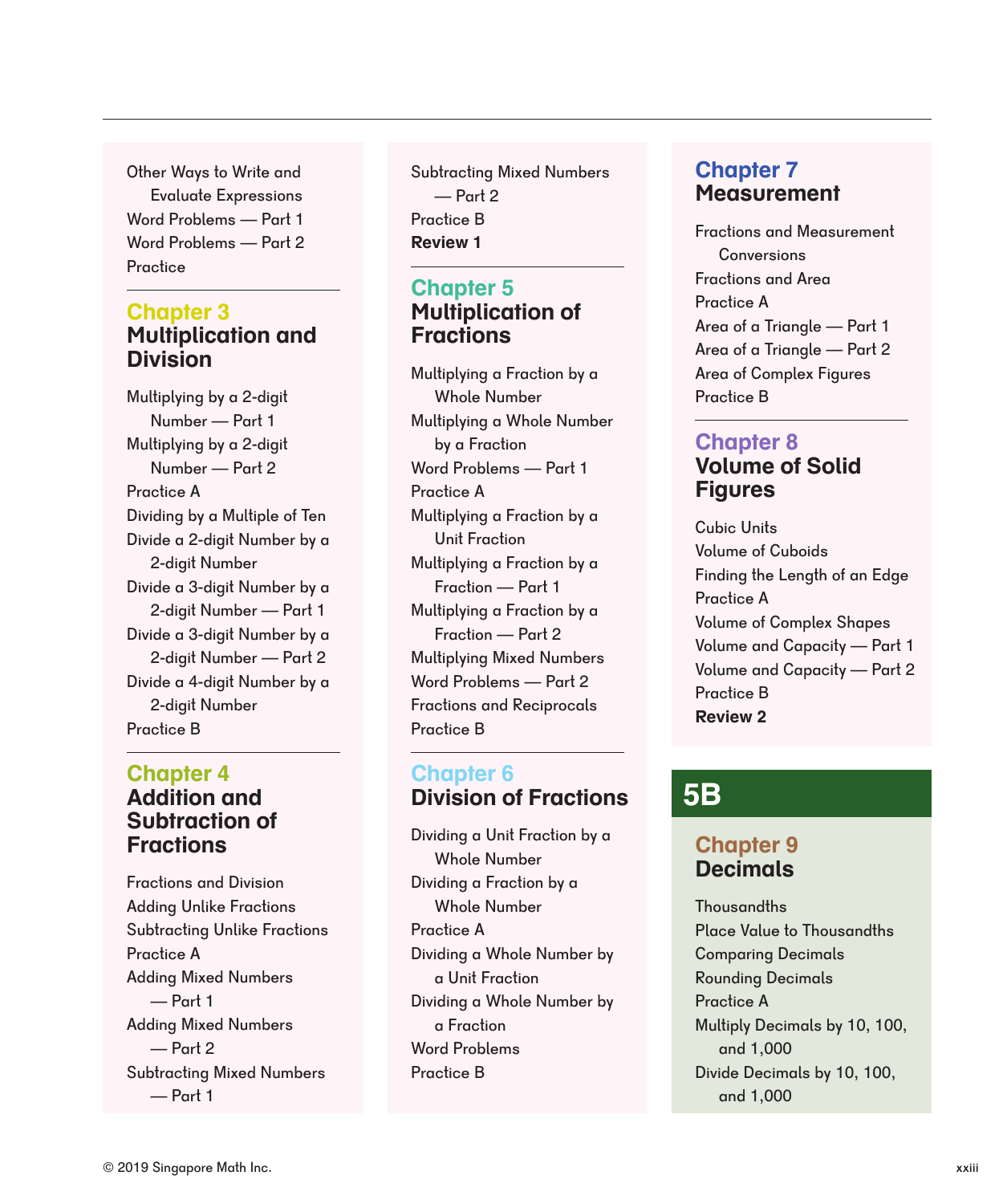Other Ways to Write and Evaluate Expressions
Word Problems — Part 1
Word Problems — Part 2
Practice

## Chapter 3
## Multiplication and Division

Multiplying by a 2-digit Number — Part 1
Multiplying by a 2-digit Number — Part 2
Practice A
Dividing by a Multiple of Ten
Divide a 2-digit Number by a 2-digit Number
Divide a 3-digit Number by a 2-digit Number — Part 1
Divide a 3-digit Number by a 2-digit Number — Part 2
Divide a 4-digit Number by a 2-digit Number
Practice B

## Chapter 4
## Addition and Subtraction of Fractions

Fractions and Division
Adding Unlike Fractions
Subtracting Unlike Fractions
Practice A
Adding Mixed Numbers — Part 1
Adding Mixed Numbers — Part 2
Subtracting Mixed Numbers — Part 1
Subtracting Mixed Numbers — Part 2
Practice B
**Review 1**

## Chapter 5
## Multiplication of Fractions

Multiplying a Fraction by a Whole Number
Multiplying a Whole Number by a Fraction
Word Problems — Part 1
Practice A
Multiplying a Fraction by a Unit Fraction
Multiplying a Fraction by a Fraction — Part 1
Multiplying a Fraction by a Fraction — Part 2
Multiplying Mixed Numbers
Word Problems — Part 2
Fractions and Reciprocals
Practice B

## Chapter 6
## Division of Fractions

Dividing a Unit Fraction by a Whole Number
Dividing a Fraction by a Whole Number
Practice A
Dividing a Whole Number by a Unit Fraction
Dividing a Whole Number by a Fraction
Word Problems
Practice B

## Chapter 7
## Measurement

Fractions and Measurement Conversions
Fractions and Area
Practice A
Area of a Triangle — Part 1
Area of a Triangle — Part 2
Area of Complex Figures
Practice B

## Chapter 8
## Volume of Solid Figures

Cubic Units
Volume of Cuboids
Finding the Length of an Edge
Practice A
Volume of Complex Shapes
Volume and Capacity — Part 1
Volume and Capacity — Part 2
Practice B
**Review 2**

# 5B

## Chapter 9
## Decimals

Thousandths
Place Value to Thousandths
Comparing Decimals
Rounding Decimals
Practice A
Multiply Decimals by 10, 100, and 1,000
Divide Decimals by 10, 100, and 1,000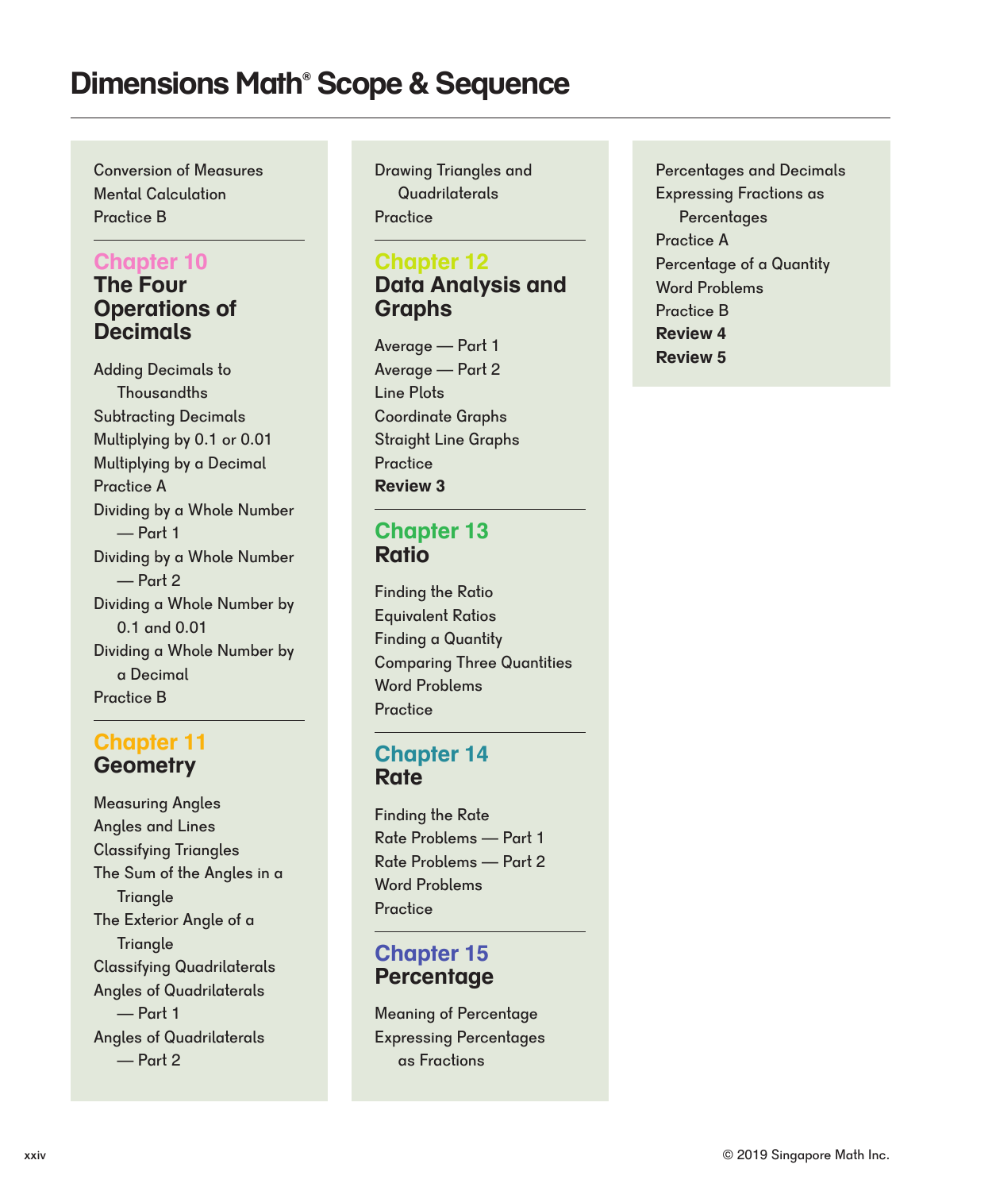# Dimensions Math® Scope & Sequence

Conversion of Measures
Mental Calculation
Practice B

## Chapter 10
### The Four Operations of Decimals

Adding Decimals to Thousandths
Subtracting Decimals
Multiplying by 0.1 or 0.01
Multiplying by a Decimal
Practice A
Dividing by a Whole Number — Part 1
Dividing by a Whole Number — Part 2
Dividing a Whole Number by 0.1 and 0.01
Dividing a Whole Number by a Decimal
Practice B

## Chapter 11
### Geometry

Measuring Angles
Angles and Lines
Classifying Triangles
The Sum of the Angles in a Triangle
The Exterior Angle of a Triangle
Classifying Quadrilaterals
Angles of Quadrilaterals — Part 1
Angles of Quadrilaterals — Part 2
Drawing Triangles and Quadrilaterals
Practice

## Chapter 12
### Data Analysis and Graphs

Average — Part 1
Average — Part 2
Line Plots
Coordinate Graphs
Straight Line Graphs
Practice
**Review 3**

## Chapter 13
### Ratio

Finding the Ratio
Equivalent Ratios
Finding a Quantity
Comparing Three Quantities
Word Problems
Practice

## Chapter 14
### Rate

Finding the Rate
Rate Problems — Part 1
Rate Problems — Part 2
Word Problems
Practice

## Chapter 15
### Percentage

Meaning of Percentage
Expressing Percentages as Fractions
Percentages and Decimals
Expressing Fractions as Percentages
Practice A
Percentage of a Quantity
Word Problems
Practice B
**Review 4**
**Review 5**

© 2019 Singapore Math Inc.